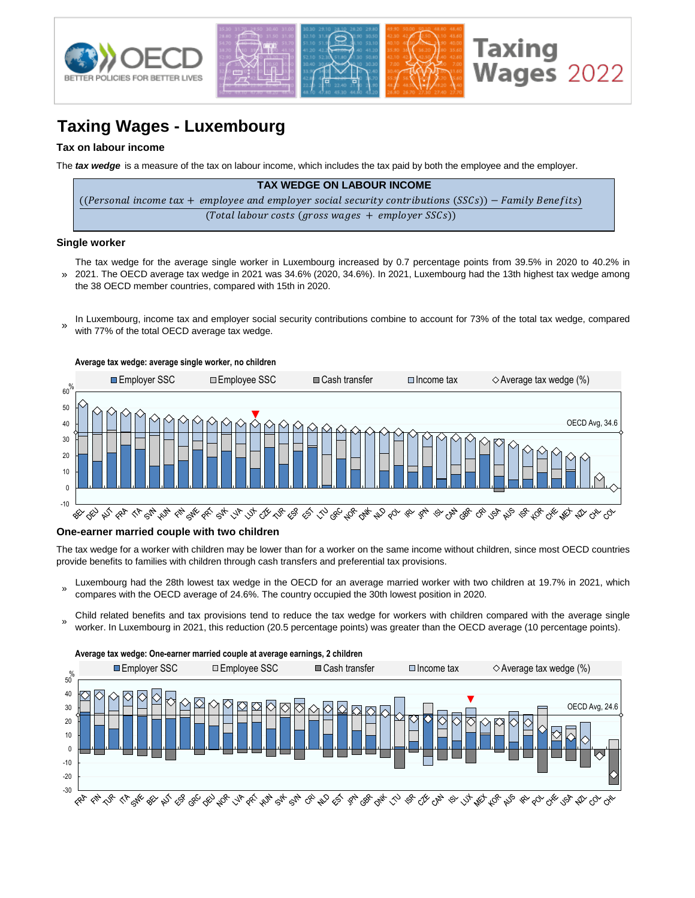# Taxing Wages - Luxembourg

## Tax on labour income

The ***tax wedge*** is a measure of the tax on labour income, which includes the tax paid by both the employee and the employer.

**TAX WEDGE ON LABOUR INCOME**

$$\frac{((Personal\ income\ tax + employee\ and\ employer\ social\ security\ contributions\ (SSCs)) - Family\ Benefits)}{(Total\ labour\ costs\ (gross\ wages + employer\ SSCs))}$$

### Single worker

» The tax wedge for the average single worker in Luxembourg increased by 0.7 percentage points from 39.5% in 2020 to 40.2% in 2021. The OECD average tax wedge in 2021 was 34.6% (2020, 34.6%). In 2021, Luxembourg had the 13th highest tax wedge among the 38 OECD member countries, compared with 15th in 2020.

» In Luxembourg, income tax and employer social security contributions combine to account for 73% of the total tax wedge, compared with 77% of the total OECD average tax wedge.

**Average tax wedge: average single worker, no children**

Legend: Employer SSC, Employee SSC, Cash transfer, Income tax, Average tax wedge (%). OECD Avg, 34.6

Countries: BEL DEU AUT FRA ITA SVN HUN FIN SWE PRT SVK LVA LUX CZE TUR ESP EST LTU GRC NOR DNK NLD POL IRL JPN ISL CAN GBR CRI USA AUS ISR KOR CHE MEX NZL CHL COL

### One-earner married couple with two children

The tax wedge for a worker with children may be lower than for a worker on the same income without children, since most OECD countries provide benefits to families with children through cash transfers and preferential tax provisions.

» Luxembourg had the 28th lowest tax wedge in the OECD for an average married worker with two children at 19.7% in 2021, which compares with the OECD average of 24.6%. The country occupied the 30th lowest position in 2020.

» Child related benefits and tax provisions tend to reduce the tax wedge for workers with children compared with the average single worker. In Luxembourg in 2021, this reduction (20.5 percentage points) was greater than the OECD average (10 percentage points).

**Average tax wedge: One-earner married couple at average earnings, 2 children**

Legend: Employer SSC, Employee SSC, Cash transfer, Income tax, Average tax wedge (%). OECD Avg, 24.6

Countries: FRA FIN TUR ITA SWE BEL AUT ESP GRC DEU NOR LVA PRT HUN SVK SVN CRI NLD EST JPN GBR DNK LTU ISR CZE CAN ISL LUX MEX KOR AUS IRL POL CHE USA NZL COL CHL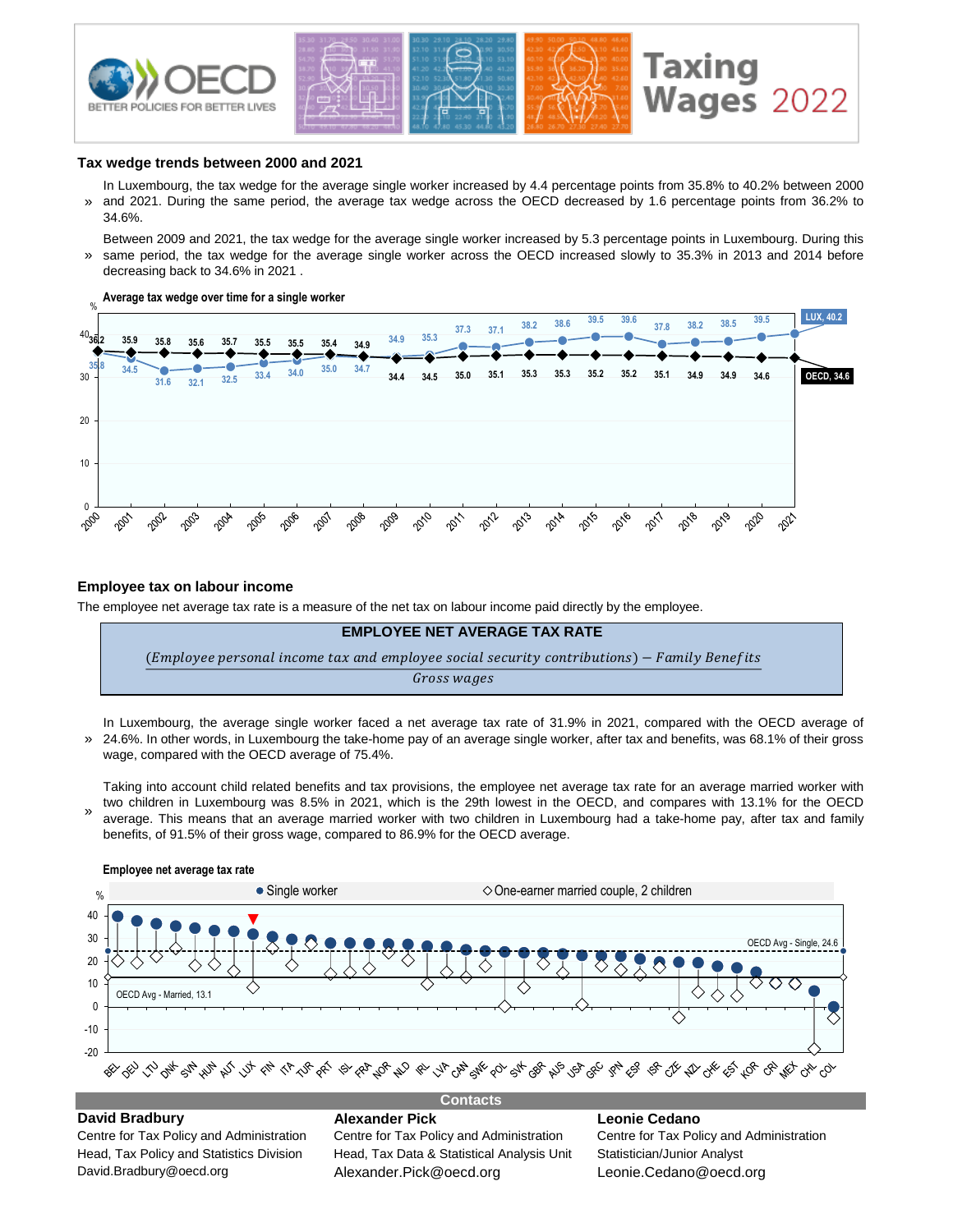Taxing Wages 2022

## Tax wedge trends between 2000 and 2021

- In Luxembourg, the tax wedge for the average single worker increased by 4.4 percentage points from 35.8% to 40.2% between 2000 and 2021. During the same period, the average tax wedge across the OECD decreased by 1.6 percentage points from 36.2% to 34.6%.
- Between 2009 and 2021, the tax wedge for the average single worker increased by 5.3 percentage points in Luxembourg. During this same period, the tax wedge for the average single worker across the OECD increased slowly to 35.3% in 2013 and 2014 before decreasing back to 34.6% in 2021 .

**Average tax wedge over time for a single worker**

%

LUX, 40.2

OECD, 34.6

2000 2001 2002 2003 2004 2005 2006 2007 2008 2009 2010 2011 2012 2013 2014 2015 2016 2017 2018 2019 2020 2021

## Employee tax on labour income

The employee net average tax rate is a measure of the net tax on labour income paid directly by the employee.

**EMPLOYEE NET AVERAGE TAX RATE**

$$\frac{(Employee\ personal\ income\ tax\ and\ employee\ social\ security\ contributions) - Family\ Benefits}{Gross\ wages}$$

- In Luxembourg, the average single worker faced a net average tax rate of 31.9% in 2021, compared with the OECD average of 24.6%. In other words, in Luxembourg the take-home pay of an average single worker, after tax and benefits, was 68.1% of their gross wage, compared with the OECD average of 75.4%.
- Taking into account child related benefits and tax provisions, the employee net average tax rate for an average married worker with two children in Luxembourg was 8.5% in 2021, which is the 29th lowest in the OECD, and compares with 13.1% for the OECD average. This means that an average married worker with two children in Luxembourg had a take-home pay, after tax and family benefits, of 91.5% of their gross wage, compared to 86.9% for the OECD average.

**Employee net average tax rate**

%

● Single worker ◇ One-earner married couple, 2 children

OECD Avg - Single, 24.6

OECD Avg - Married, 13.1

BEL DEU LTU DNK SVN HUN AUT LUX FIN ITA TUR PRT ISL FRA NOR NLD IRL LVA CAN SWE POL SVK GBR AUS USA GRC JPN ESP ISR CZE NZL CHE EST KOR CRI MEX CHL COL

## Contacts

**David Bradbury**
Centre for Tax Policy and Administration
Head, Tax Policy and Statistics Division
David.Bradbury@oecd.org

**Alexander Pick**
Centre for Tax Policy and Administration
Head, Tax Data & Statistical Analysis Unit
Alexander.Pick@oecd.org

**Leonie Cedano**
Centre for Tax Policy and Administration
Statistician/Junior Analyst
Leonie.Cedano@oecd.org